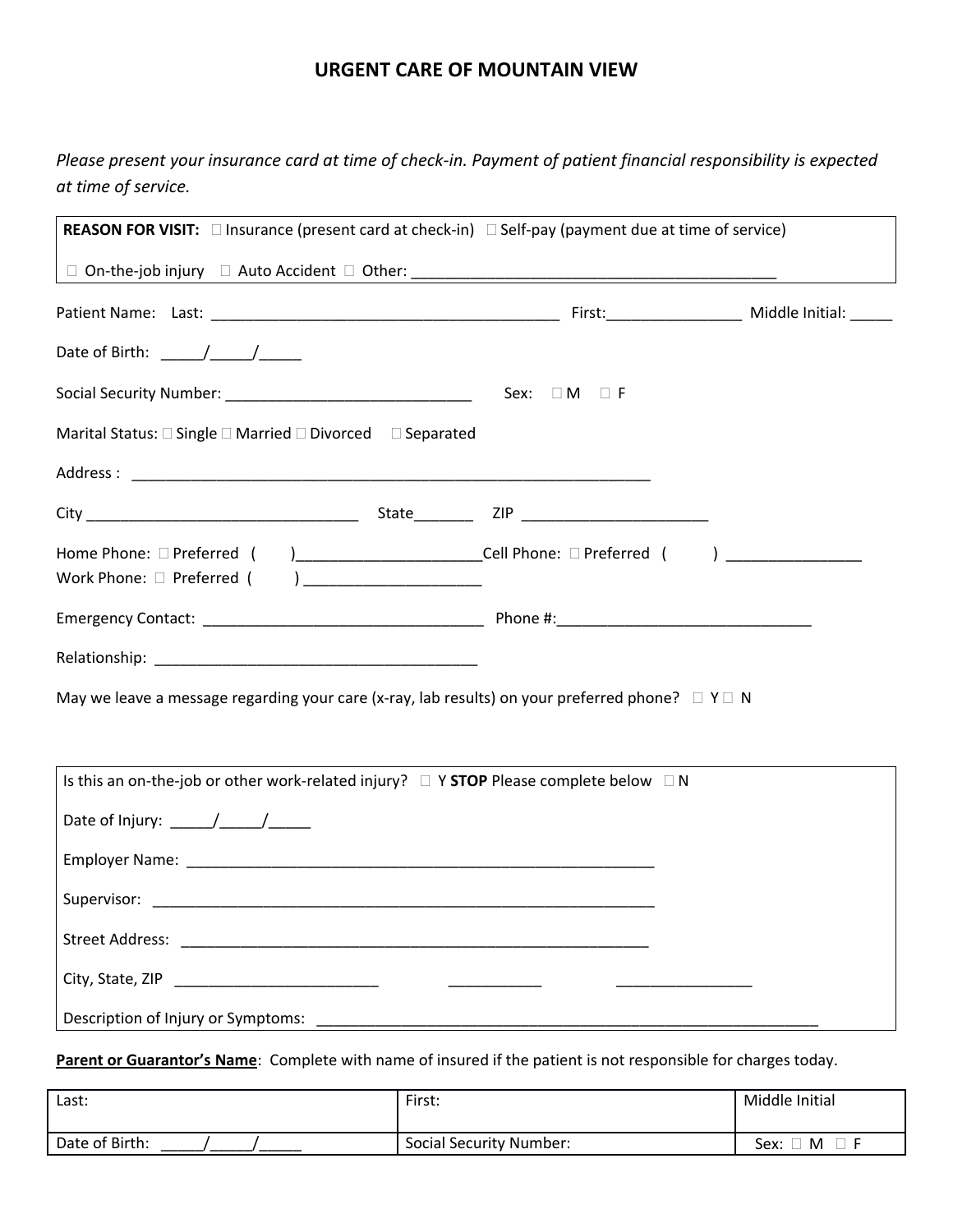# URGENT CARE OF MOUNTAIN VIEW

*Please present your insurance card at time of check-in. Payment of patient financial responsibility is expected at time of service.*

**REASON FOR VISIT:** ☐ Insurance (present card at check-in) ☐ Self-pay (payment due at time of service)

☐ On-the-job injury ☐ Auto Accident ☐ Other: ___________________________________________

Patient Name: Last: ________________________________________ First:________________ Middle Initial: _____

Date of Birth: _____/_____/_____

Social Security Number: _____________________________ Sex: ☐ M ☐ F

Marital Status: ☐ Single ☐ Married ☐ Divorced ☐ Separated

Address : ______________________________________________________________

City _______________________________ State_______ ZIP _____________________

Home Phone: ☐ Preferred ( )_____________________Cell Phone: ☐ Preferred ( ) _______________
Work Phone: ☐ Preferred ( ) _____________________

Emergency Contact: _________________________________ Phone #:_____________________________

Relationship: ______________________________________

May we leave a message regarding your care (x-ray, lab results) on your preferred phone? ☐ Y ☐ N

Is this an on-the-job or other work-related injury? ☐ Y **STOP** Please complete below ☐ N

Date of Injury: _____/_____/_____

Employer Name: _________________________________________________________

Supervisor: ____________________________________________________________

Street Address: _________________________________________________________

City, State, ZIP _______________________ ___________ ________________

Description of Injury or Symptoms: ____________________________________________________________

**Parent or Guarantor's Name**: Complete with name of insured if the patient is not responsible for charges today.

| | | |
|---|---|---|
| Last: | First: | Middle Initial |
| Date of Birth: _____/_____/_____ | Social Security Number: | Sex: ☐ M ☐ F |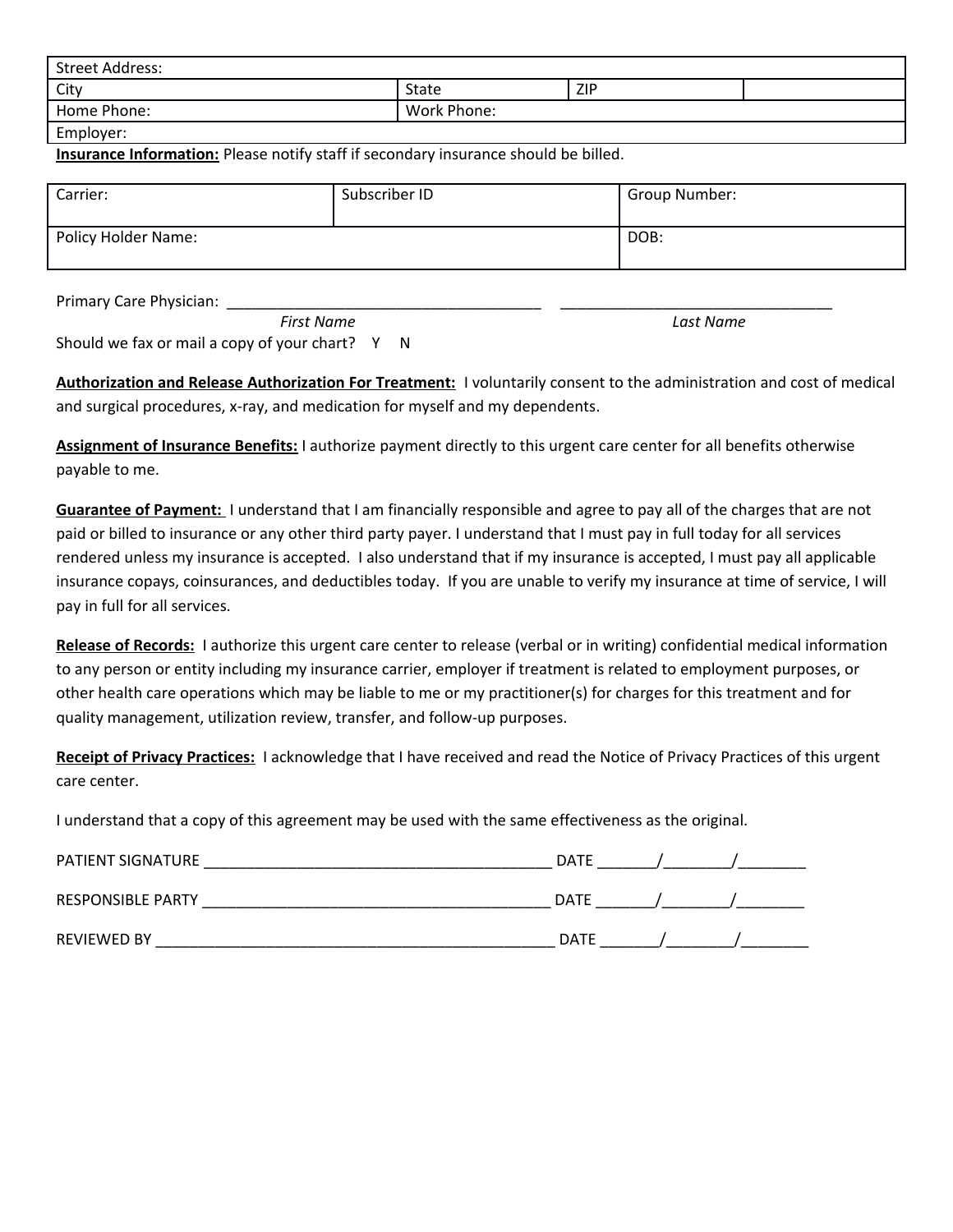| | | | |
|---|---|---|---|
| Street Address: | | | |
| City | State | ZIP | |
| Home Phone: | Work Phone: | | |
| Employer: | | | |

**Insurance Information:** Please notify staff if secondary insurance should be billed.

| | | |
|---|---|---|
| Carrier: | Subscriber ID | Group Number: |
| Policy Holder Name: | | DOB: |

Primary Care Physician: ______________________________________ ________________________________
*First Name* *Last Name*

Should we fax or mail a copy of your chart? Y N

**Authorization and Release Authorization For Treatment:** I voluntarily consent to the administration and cost of medical and surgical procedures, x-ray, and medication for myself and my dependents.

**Assignment of Insurance Benefits:** I authorize payment directly to this urgent care center for all benefits otherwise payable to me.

**Guarantee of Payment:** I understand that I am financially responsible and agree to pay all of the charges that are not paid or billed to insurance or any other third party payer. I understand that I must pay in full today for all services rendered unless my insurance is accepted. I also understand that if my insurance is accepted, I must pay all applicable insurance copays, coinsurances, and deductibles today. If you are unable to verify my insurance at time of service, I will pay in full for all services.

**Release of Records:** I authorize this urgent care center to release (verbal or in writing) confidential medical information to any person or entity including my insurance carrier, employer if treatment is related to employment purposes, or other health care operations which may be liable to me or my practitioner(s) for charges for this treatment and for quality management, utilization review, transfer, and follow-up purposes.

**Receipt of Privacy Practices:** I acknowledge that I have received and read the Notice of Privacy Practices of this urgent care center.

I understand that a copy of this agreement may be used with the same effectiveness as the original.

PATIENT SIGNATURE __________________________________________ DATE _______/________/________

RESPONSIBLE PARTY __________________________________________ DATE _______/________/________

REVIEWED BY ________________________________________________ DATE _______/________/________